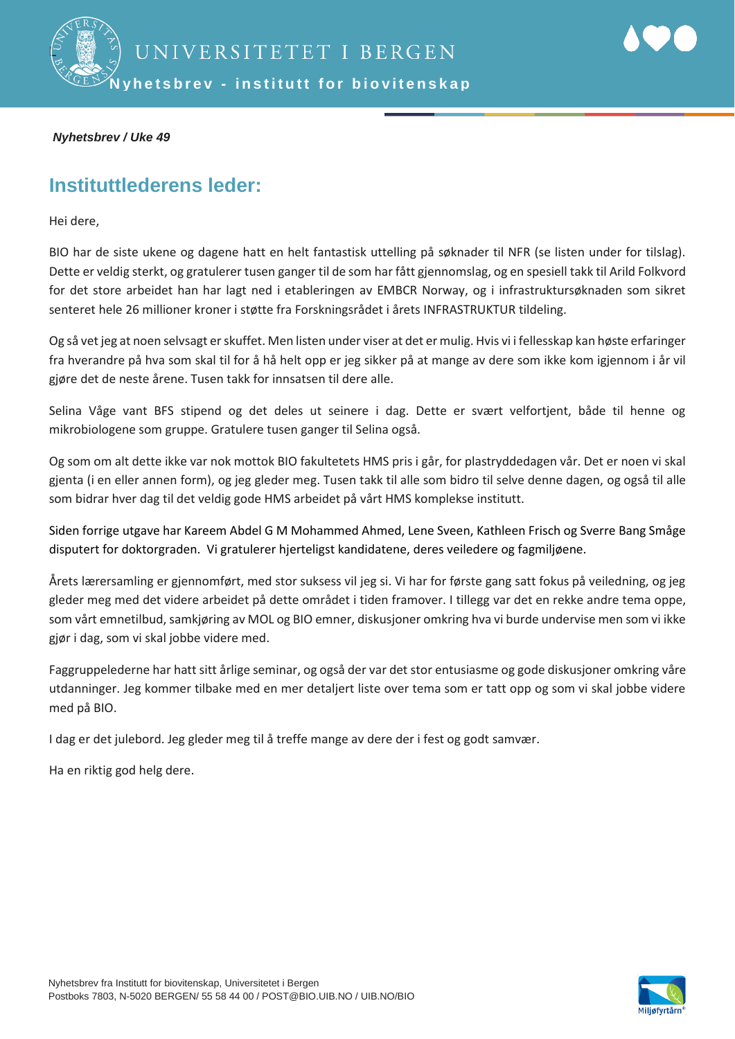*Nyhetsbrev / Uke 49*

## Instituttlederens leder:

Hei dere,

BIO har de siste ukene og dagene hatt en helt fantastisk uttelling på søknader til NFR (se listen under for tilslag). Dette er veldig sterkt, og gratulerer tusen ganger til de som har fått gjennomslag, og en spesiell takk til Arild Folkvord for det store arbeidet han har lagt ned i etableringen av EMBCR Norway, og i infrastruktursøknaden som sikret senteret hele 26 millioner kroner i støtte fra Forskningsrådet i årets INFRASTRUKTUR tildeling.

Og så vet jeg at noen selvsagt er skuffet. Men listen under viser at det er mulig. Hvis vi i fellesskap kan høste erfaringer fra hverandre på hva som skal til for å hå helt opp er jeg sikker på at mange av dere som ikke kom igjennom i år vil gjøre det de neste årene. Tusen takk for innsatsen til dere alle.

Selina Våge vant BFS stipend og det deles ut seinere i dag. Dette er svært velfortjent, både til henne og mikrobiologene som gruppe. Gratulere tusen ganger til Selina også.

Og som om alt dette ikke var nok mottok BIO fakultetets HMS pris i går, for plastryddedagen vår. Det er noen vi skal gjenta (i en eller annen form), og jeg gleder meg. Tusen takk til alle som bidro til selve denne dagen, og også til alle som bidrar hver dag til det veldig gode HMS arbeidet på vårt HMS komplekse institutt.

Siden forrige utgave har Kareem Abdel G M Mohammed Ahmed, Lene Sveen, Kathleen Frisch og Sverre Bang Småge disputert for doktorgraden. Vi gratulerer hjerteligst kandidatene, deres veiledere og fagmiljøene.

Årets lærersamling er gjennomført, med stor suksess vil jeg si. Vi har for første gang satt fokus på veiledning, og jeg gleder meg med det videre arbeidet på dette området i tiden framover. I tillegg var det en rekke andre tema oppe, som vårt emnetilbud, samkjøring av MOL og BIO emner, diskusjoner omkring hva vi burde undervise men som vi ikke gjør i dag, som vi skal jobbe videre med.

Faggruppelederne har hatt sitt årlige seminar, og også der var det stor entusiasme og gode diskusjoner omkring våre utdanninger. Jeg kommer tilbake med en mer detaljert liste over tema som er tatt opp og som vi skal jobbe videre med på BIO.

I dag er det julebord. Jeg gleder meg til å treffe mange av dere der i fest og godt samvær.

Ha en riktig god helg dere.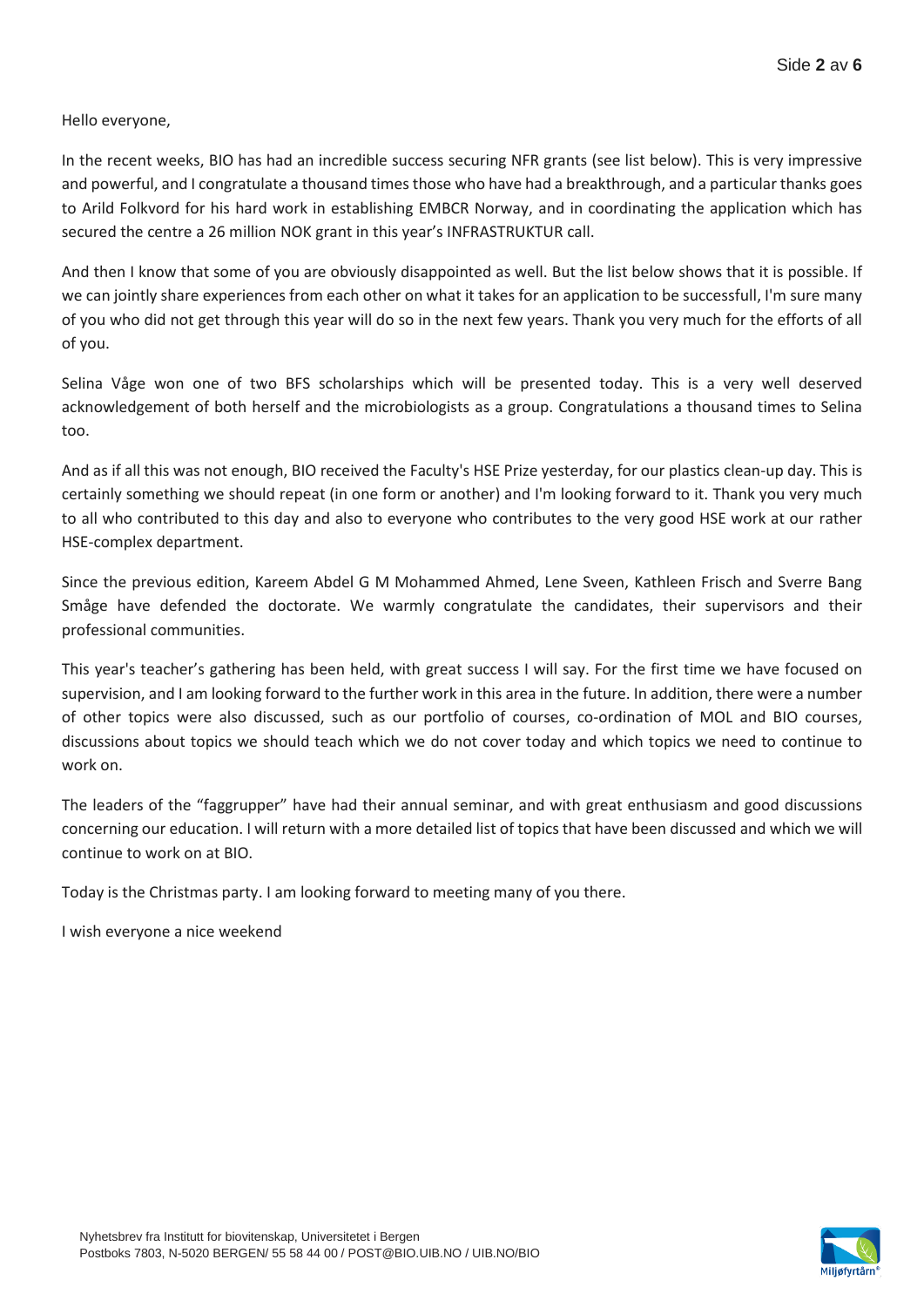Hello everyone,

In the recent weeks, BIO has had an incredible success securing NFR grants (see list below). This is very impressive and powerful, and I congratulate a thousand times those who have had a breakthrough, and a particular thanks goes to Arild Folkvord for his hard work in establishing EMBCR Norway, and in coordinating the application which has secured the centre a 26 million NOK grant in this year's INFRASTRUKTUR call.

And then I know that some of you are obviously disappointed as well. But the list below shows that it is possible. If we can jointly share experiences from each other on what it takes for an application to be successfull, I'm sure many of you who did not get through this year will do so in the next few years. Thank you very much for the efforts of all of you.

Selina Våge won one of two BFS scholarships which will be presented today. This is a very well deserved acknowledgement of both herself and the microbiologists as a group. Congratulations a thousand times to Selina too.

And as if all this was not enough, BIO received the Faculty's HSE Prize yesterday, for our plastics clean-up day. This is certainly something we should repeat (in one form or another) and I'm looking forward to it. Thank you very much to all who contributed to this day and also to everyone who contributes to the very good HSE work at our rather HSE-complex department.

Since the previous edition, Kareem Abdel G M Mohammed Ahmed, Lene Sveen, Kathleen Frisch and Sverre Bang Småge have defended the doctorate. We warmly congratulate the candidates, their supervisors and their professional communities.

This year's teacher's gathering has been held, with great success I will say. For the first time we have focused on supervision, and I am looking forward to the further work in this area in the future. In addition, there were a number of other topics were also discussed, such as our portfolio of courses, co-ordination of MOL and BIO courses, discussions about topics we should teach which we do not cover today and which topics we need to continue to work on.

The leaders of the "faggrupper" have had their annual seminar, and with great enthusiasm and good discussions concerning our education. I will return with a more detailed list of topics that have been discussed and which we will continue to work on at BIO.

Today is the Christmas party. I am looking forward to meeting many of you there.

I wish everyone a nice weekend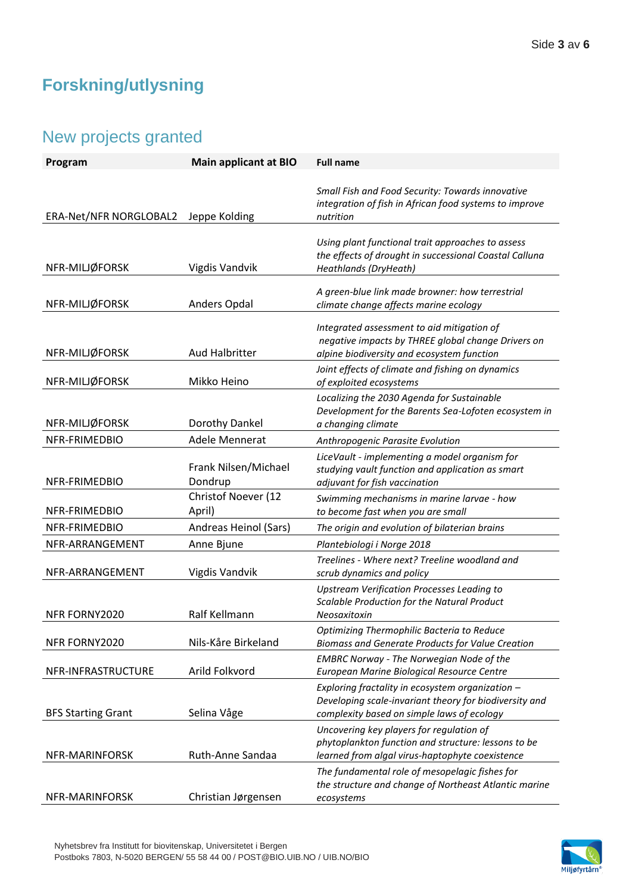# Forskning/utlysning

## New projects granted

| Program | Main applicant at BIO | Full name |
|---|---|---|
| ERA-Net/NFR NORGLOBAL2 | Jeppe Kolding | *Small Fish and Food Security: Towards innovative integration of fish in African food systems to improve nutrition* |
| NFR-MILJØFORSK | Vigdis Vandvik | *Using plant functional trait approaches to assess the effects of drought in successional Coastal Calluna Heathlands (DryHeath)* |
| NFR-MILJØFORSK | Anders Opdal | *A green-blue link made browner: how terrestrial climate change affects marine ecology* |
| NFR-MILJØFORSK | Aud Halbritter | *Integrated assessment to aid mitigation of negative impacts by THREE global change Drivers on alpine biodiversity and ecosystem function* |
| NFR-MILJØFORSK | Mikko Heino | *Joint effects of climate and fishing on dynamics of exploited ecosystems* |
| NFR-MILJØFORSK | Dorothy Dankel | *Localizing the 2030 Agenda for Sustainable Development for the Barents Sea-Lofoten ecosystem in a changing climate* |
| NFR-FRIMEDBIO | Adele Mennerat | *Anthropogenic Parasite Evolution* |
| NFR-FRIMEDBIO | Frank Nilsen/Michael Dondrup | *LiceVault - implementing a model organism for studying vault function and application as smart adjuvant for fish vaccination* |
| NFR-FRIMEDBIO | Christof Noever (12 April) | *Swimming mechanisms in marine larvae - how to become fast when you are small* |
| NFR-FRIMEDBIO | Andreas Heinol (Sars) | *The origin and evolution of bilaterian brains* |
| NFR-ARRANGEMENT | Anne Bjune | *Plantebiologi i Norge 2018* |
| NFR-ARRANGEMENT | Vigdis Vandvik | *Treelines - Where next? Treeline woodland and scrub dynamics and policy* |
| NFR FORNY2020 | Ralf Kellmann | *Upstream Verification Processes Leading to Scalable Production for the Natural Product Neosaxitoxin* |
| NFR FORNY2020 | Nils-Kåre Birkeland | *Optimizing Thermophilic Bacteria to Reduce Biomass and Generate Products for Value Creation* |
| NFR-INFRASTRUCTURE | Arild Folkvord | *EMBRC Norway - The Norwegian Node of the European Marine Biological Resource Centre* |
| BFS Starting Grant | Selina Våge | *Exploring fractality in ecosystem organization – Developing scale-invariant theory for biodiversity and complexity based on simple laws of ecology* |
| NFR-MARINFORSK | Ruth-Anne Sandaa | *Uncovering key players for regulation of phytoplankton function and structure: lessons to be learned from algal virus-haptophyte coexistence* |
| NFR-MARINFORSK | Christian Jørgensen | *The fundamental role of mesopelagic fishes for the structure and change of Northeast Atlantic marine ecosystems* |

Nyhetsbrev fra Institutt for biovitenskap, Universitetet i Bergen
Postboks 7803, N-5020 BERGEN/ 55 58 44 00 / POST@BIO.UIB.NO / UIB.NO/BIO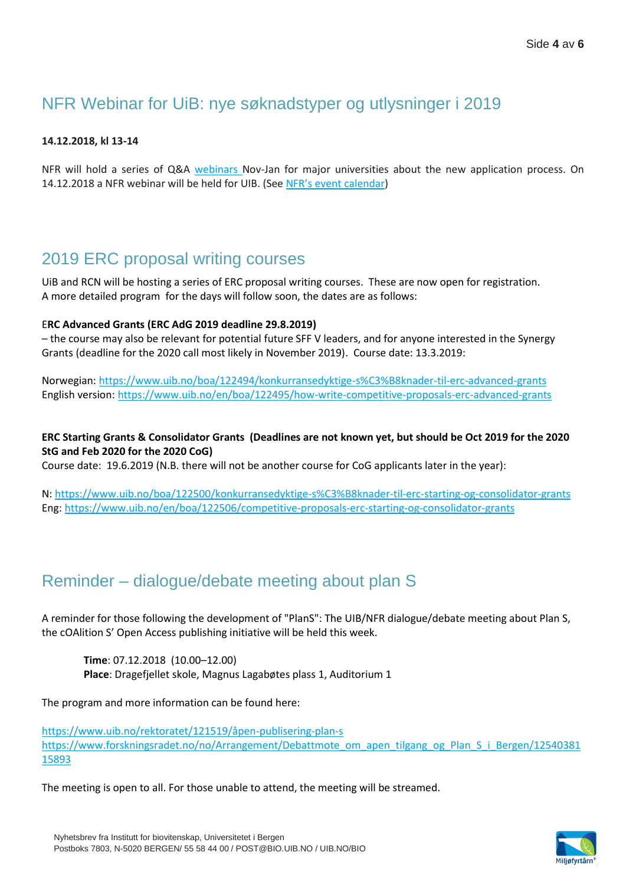## NFR Webinar for UiB: nye søknadstyper og utlysninger i 2019

**14.12.2018, kl 13-14**

NFR will hold a series of Q&A webinars Nov-Jan for major universities about the new application process. On 14.12.2018 a NFR webinar will be held for UIB. (See NFR's event calendar)

## 2019 ERC proposal writing courses

UiB and RCN will be hosting a series of ERC proposal writing courses. These are now open for registration. A more detailed program for the days will follow soon, the dates are as follows:

**ERC Advanced Grants (ERC AdG 2019 deadline 29.8.2019)**
– the course may also be relevant for potential future SFF V leaders, and for anyone interested in the Synergy Grants (deadline for the 2020 call most likely in November 2019). Course date: 13.3.2019:

Norwegian: https://www.uib.no/boa/122494/konkurransedyktige-s%C3%B8knader-til-erc-advanced-grants
English version: https://www.uib.no/en/boa/122495/how-write-competitive-proposals-erc-advanced-grants

**ERC Starting Grants & Consolidator Grants (Deadlines are not known yet, but should be Oct 2019 for the 2020 StG and Feb 2020 for the 2020 CoG)**
Course date: 19.6.2019 (N.B. there will not be another course for CoG applicants later in the year):

N: https://www.uib.no/boa/122500/konkurransedyktige-s%C3%B8knader-til-erc-starting-og-consolidator-grants
Eng: https://www.uib.no/en/boa/122506/competitive-proposals-erc-starting-og-consolidator-grants

## Reminder – dialogue/debate meeting about plan S

A reminder for those following the development of "PlanS": The UIB/NFR dialogue/debate meeting about Plan S, the cOAlition S' Open Access publishing initiative will be held this week.

> **Time**: 07.12.2018 (10.00–12.00)
> **Place**: Dragefjellet skole, Magnus Lagabøtes plass 1, Auditorium 1

The program and more information can be found here:

https://www.uib.no/rektoratet/121519/åpen-publisering-plan-s
https://www.forskningsradet.no/no/Arrangement/Debattmote_om_apen_tilgang_og_Plan_S_i_Bergen/1254038115893

The meeting is open to all. For those unable to attend, the meeting will be streamed.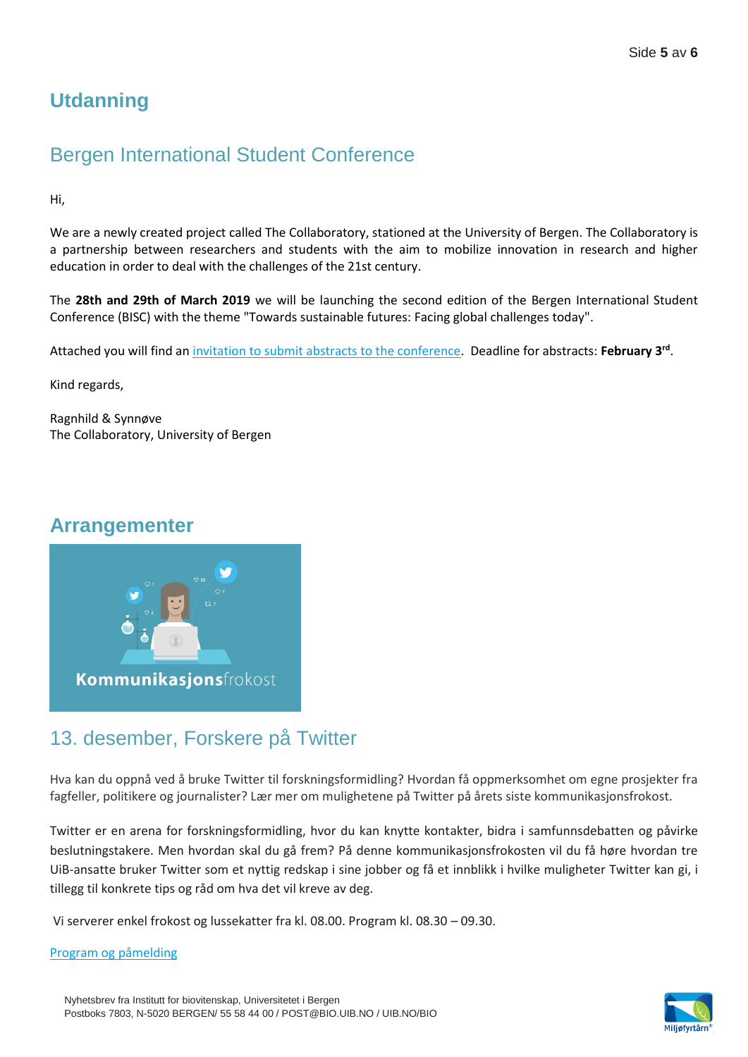# Utdanning

## Bergen International Student Conference

Hi,

We are a newly created project called The Collaboratory, stationed at the University of Bergen. The Collaboratory is a partnership between researchers and students with the aim to mobilize innovation in research and higher education in order to deal with the challenges of the 21st century.

The **28th and 29th of March 2019** we will be launching the second edition of the Bergen International Student Conference (BISC) with the theme "Towards sustainable futures: Facing global challenges today".

Attached you will find an invitation to submit abstracts to the conference. Deadline for abstracts: **February 3rd**.

Kind regards,

Ragnhild & Synnøve
The Collaboratory, University of Bergen

# Arrangementer

## 13. desember, Forskere på Twitter

Hva kan du oppnå ved å bruke Twitter til forskningsformidling? Hvordan få oppmerksomhet om egne prosjekter fra fagfeller, politikere og journalister? Lær mer om mulighetene på Twitter på årets siste kommunikasjonsfrokost.

Twitter er en arena for forskningsformidling, hvor du kan knytte kontakter, bidra i samfunnsdebatten og påvirke beslutningstakere. Men hvordan skal du gå frem? På denne kommunikasjonsfrokosten vil du få høre hvordan tre UiB-ansatte bruker Twitter som et nyttig redskap i sine jobber og få et innblikk i hvilke muligheter Twitter kan gi, i tillegg til konkrete tips og råd om hva det vil kreve av deg.

Vi serverer enkel frokost og lussekatter fra kl. 08.00. Program kl. 08.30 – 09.30.

Program og påmelding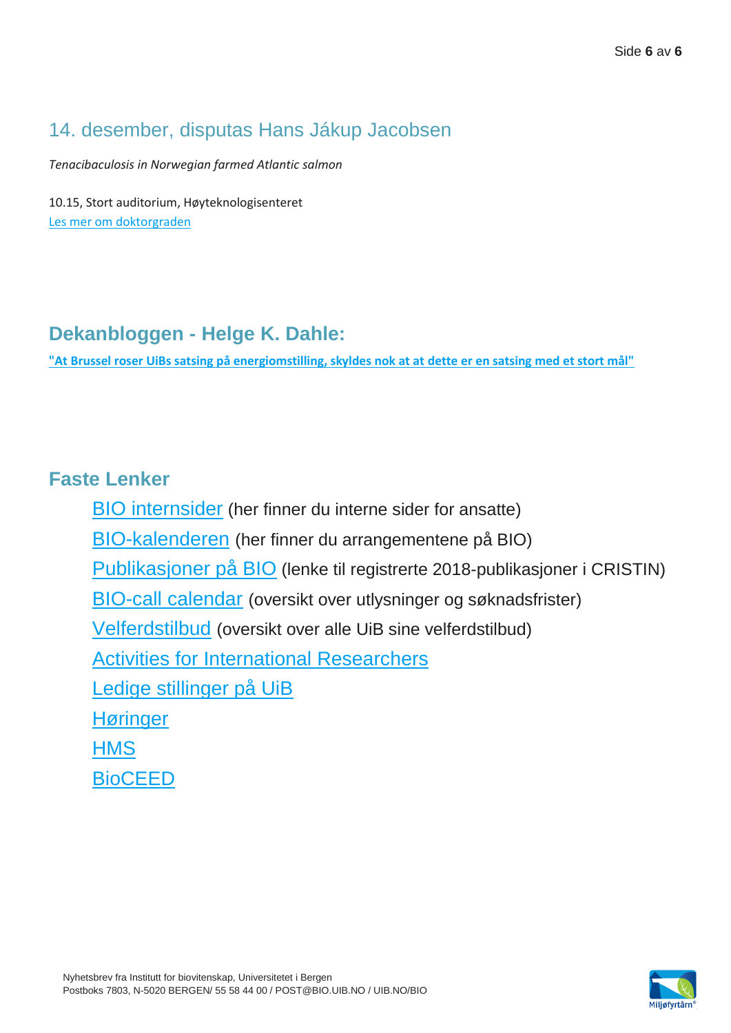## 14. desember, disputas Hans Jákup Jacobsen

*Tenacibaculosis in Norwegian farmed Atlantic salmon*

10.15, Stort auditorium, Høyteknologisenteret
Les mer om doktorgraden

## Dekanbloggen - Helge K. Dahle:

**"At Brussel roser UiBs satsing på energiomstilling, skyldes nok at at dette er en satsing med et stort mål"**

## Faste Lenker

- BIO internsider (her finner du interne sider for ansatte)
- BIO-kalenderen (her finner du arrangementene på BIO)
- Publikasjoner på BIO (lenke til registrerte 2018-publikasjoner i CRISTIN)
- BIO-call calendar (oversikt over utlysninger og søknadsfrister)
- Velferdstilbud (oversikt over alle UiB sine velferdstilbud)
- Activities for International Researchers
- Ledige stillinger på UiB
- Høringer
- HMS
- BioCEED

Nyhetsbrev fra Institutt for biovitenskap, Universitetet i Bergen
Postboks 7803, N-5020 BERGEN/ 55 58 44 00 / POST@BIO.UIB.NO / UIB.NO/BIO